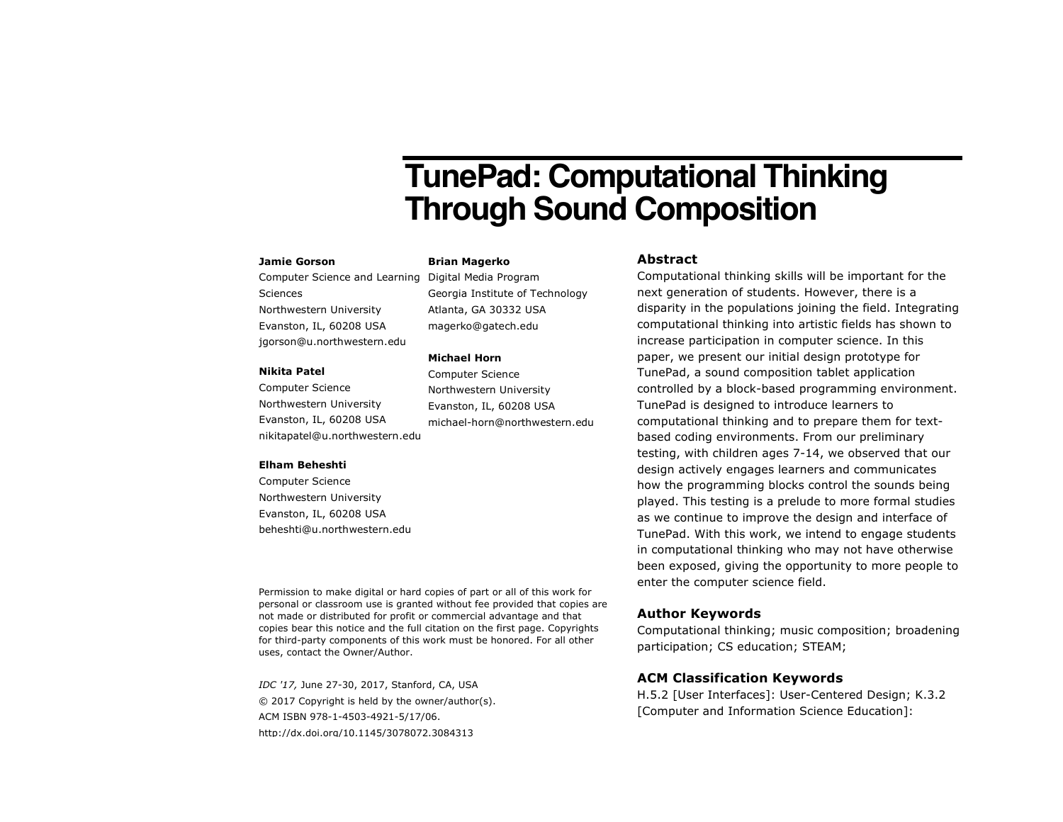# TunePad: Computational Thinking Through Sound Composition

**Jamie Gorson**
Computer Science and Learning Sciences
Northwestern University
Evanston, IL, 60208 USA
jgorson@u.northwestern.edu

**Nikita Patel**
Computer Science
Northwestern University
Evanston, IL, 60208 USA
nikitapatel@u.northwestern.edu

**Elham Beheshti**
Computer Science
Northwestern University
Evanston, IL, 60208 USA
beheshti@u.northwestern.edu

**Brian Magerko**
Digital Media Program
Georgia Institute of Technology
Atlanta, GA 30332 USA
magerko@gatech.edu

**Michael Horn**
Computer Science
Northwestern University
Evanston, IL, 60208 USA
michael-horn@northwestern.edu

Permission to make digital or hard copies of part or all of this work for personal or classroom use is granted without fee provided that copies are not made or distributed for profit or commercial advantage and that copies bear this notice and the full citation on the first page. Copyrights for third-party components of this work must be honored. For all other uses, contact the Owner/Author.

*IDC '17,* June 27-30, 2017, Stanford, CA, USA
© 2017 Copyright is held by the owner/author(s).
ACM ISBN 978-1-4503-4921-5/17/06.
http://dx.doi.org/10.1145/3078072.3084313

## Abstract

Computational thinking skills will be important for the next generation of students. However, there is a disparity in the populations joining the field. Integrating computational thinking into artistic fields has shown to increase participation in computer science. In this paper, we present our initial design prototype for TunePad, a sound composition tablet application controlled by a block-based programming environment. TunePad is designed to introduce learners to computational thinking and to prepare them for text-based coding environments. From our preliminary testing, with children ages 7-14, we observed that our design actively engages learners and communicates how the programming blocks control the sounds being played. This testing is a prelude to more formal studies as we continue to improve the design and interface of TunePad. With this work, we intend to engage students in computational thinking who may not have otherwise been exposed, giving the opportunity to more people to enter the computer science field.

## Author Keywords

Computational thinking; music composition; broadening participation; CS education; STEAM;

## ACM Classification Keywords

H.5.2 [User Interfaces]: User-Centered Design; K.3.2 [Computer and Information Science Education]: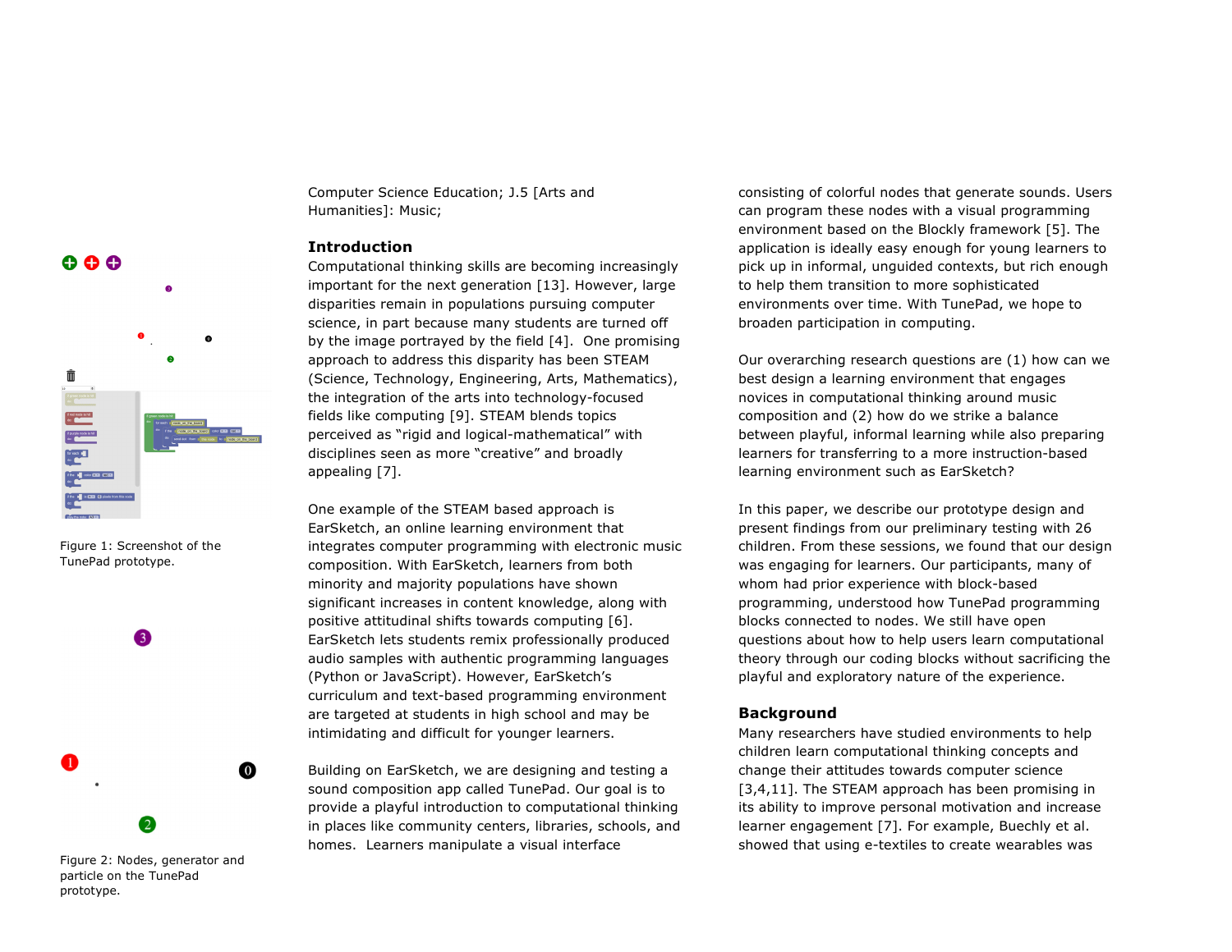Figure 1: Screenshot of the TunePad prototype.

Figure 2: Nodes, generator and particle on the TunePad prototype.

Computer Science Education; J.5 [Arts and Humanities]: Music;

## Introduction

Computational thinking skills are becoming increasingly important for the next generation [13]. However, large disparities remain in populations pursuing computer science, in part because many students are turned off by the image portrayed by the field [4]. One promising approach to address this disparity has been STEAM (Science, Technology, Engineering, Arts, Mathematics), the integration of the arts into technology-focused fields like computing [9]. STEAM blends topics perceived as "rigid and logical-mathematical" with disciplines seen as more "creative" and broadly appealing [7].

One example of the STEAM based approach is EarSketch, an online learning environment that integrates computer programming with electronic music composition. With EarSketch, learners from both minority and majority populations have shown significant increases in content knowledge, along with positive attitudinal shifts towards computing [6]. EarSketch lets students remix professionally produced audio samples with authentic programming languages (Python or JavaScript). However, EarSketch's curriculum and text-based programming environment are targeted at students in high school and may be intimidating and difficult for younger learners.

Building on EarSketch, we are designing and testing a sound composition app called TunePad. Our goal is to provide a playful introduction to computational thinking in places like community centers, libraries, schools, and homes. Learners manipulate a visual interface consisting of colorful nodes that generate sounds. Users can program these nodes with a visual programming environment based on the Blockly framework [5]. The application is ideally easy enough for young learners to pick up in informal, unguided contexts, but rich enough to help them transition to more sophisticated environments over time. With TunePad, we hope to broaden participation in computing.

Our overarching research questions are (1) how can we best design a learning environment that engages novices in computational thinking around music composition and (2) how do we strike a balance between playful, informal learning while also preparing learners for transferring to a more instruction-based learning environment such as EarSketch?

In this paper, we describe our prototype design and present findings from our preliminary testing with 26 children. From these sessions, we found that our design was engaging for learners. Our participants, many of whom had prior experience with block-based programming, understood how TunePad programming blocks connected to nodes. We still have open questions about how to help users learn computational theory through our coding blocks without sacrificing the playful and exploratory nature of the experience.

## Background

Many researchers have studied environments to help children learn computational thinking concepts and change their attitudes towards computer science [3,4,11]. The STEAM approach has been promising in its ability to improve personal motivation and increase learner engagement [7]. For example, Buechly et al. showed that using e-textiles to create wearables was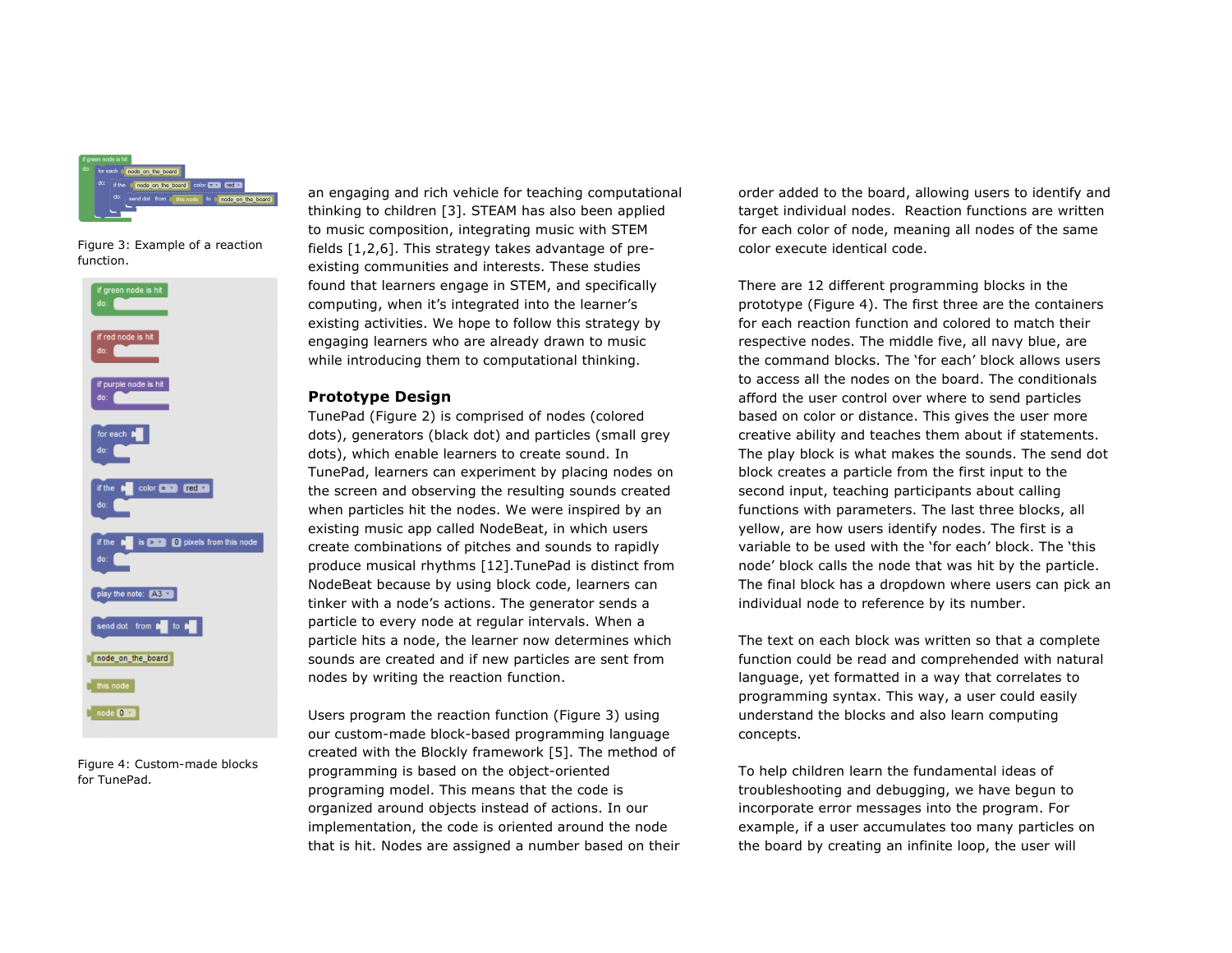Figure 3: Example of a reaction function.

Figure 4: Custom-made blocks for TunePad.

an engaging and rich vehicle for teaching computational thinking to children [3]. STEAM has also been applied to music composition, integrating music with STEM fields [1,2,6]. This strategy takes advantage of pre-existing communities and interests. These studies found that learners engage in STEM, and specifically computing, when it's integrated into the learner's existing activities. We hope to follow this strategy by engaging learners who are already drawn to music while introducing them to computational thinking.

### Prototype Design

TunePad (Figure 2) is comprised of nodes (colored dots), generators (black dot) and particles (small grey dots), which enable learners to create sound. In TunePad, learners can experiment by placing nodes on the screen and observing the resulting sounds created when particles hit the nodes. We were inspired by an existing music app called NodeBeat, in which users create combinations of pitches and sounds to rapidly produce musical rhythms [12].TunePad is distinct from NodeBeat because by using block code, learners can tinker with a node's actions. The generator sends a particle to every node at regular intervals. When a particle hits a node, the learner now determines which sounds are created and if new particles are sent from nodes by writing the reaction function.

Users program the reaction function (Figure 3) using our custom-made block-based programming language created with the Blockly framework [5]. The method of programming is based on the object-oriented programing model. This means that the code is organized around objects instead of actions. In our implementation, the code is oriented around the node that is hit. Nodes are assigned a number based on their order added to the board, allowing users to identify and target individual nodes. Reaction functions are written for each color of node, meaning all nodes of the same color execute identical code.

There are 12 different programming blocks in the prototype (Figure 4). The first three are the containers for each reaction function and colored to match their respective nodes. The middle five, all navy blue, are the command blocks. The 'for each' block allows users to access all the nodes on the board. The conditionals afford the user control over where to send particles based on color or distance. This gives the user more creative ability and teaches them about if statements. The play block is what makes the sounds. The send dot block creates a particle from the first input to the second input, teaching participants about calling functions with parameters. The last three blocks, all yellow, are how users identify nodes. The first is a variable to be used with the 'for each' block. The 'this node' block calls the node that was hit by the particle. The final block has a dropdown where users can pick an individual node to reference by its number.

The text on each block was written so that a complete function could be read and comprehended with natural language, yet formatted in a way that correlates to programming syntax. This way, a user could easily understand the blocks and also learn computing concepts.

To help children learn the fundamental ideas of troubleshooting and debugging, we have begun to incorporate error messages into the program. For example, if a user accumulates too many particles on the board by creating an infinite loop, the user will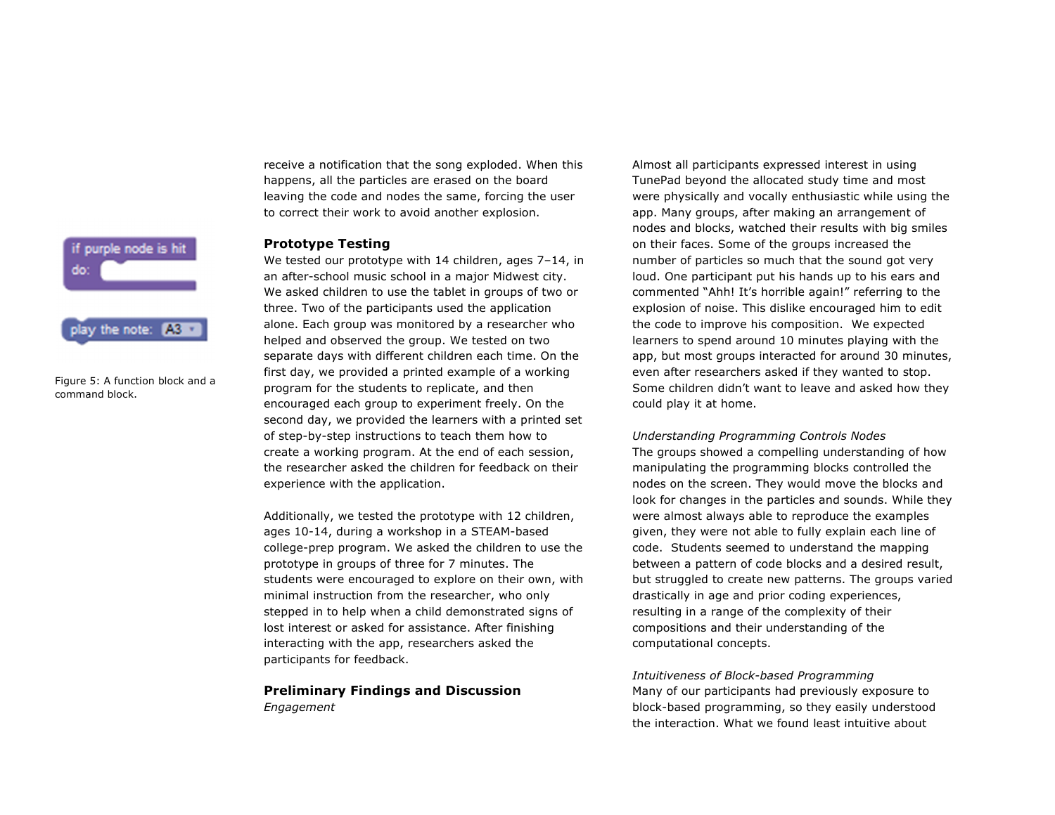receive a notification that the song exploded. When this happens, all the particles are erased on the board leaving the code and nodes the same, forcing the user to correct their work to avoid another explosion.

Figure 5: A function block and a command block.

### Prototype Testing

We tested our prototype with 14 children, ages 7–14, in an after-school music school in a major Midwest city. We asked children to use the tablet in groups of two or three. Two of the participants used the application alone. Each group was monitored by a researcher who helped and observed the group. We tested on two separate days with different children each time. On the first day, we provided a printed example of a working program for the students to replicate, and then encouraged each group to experiment freely. On the second day, we provided the learners with a printed set of step-by-step instructions to teach them how to create a working program. At the end of each session, the researcher asked the children for feedback on their experience with the application.

Additionally, we tested the prototype with 12 children, ages 10-14, during a workshop in a STEAM-based college-prep program. We asked the children to use the prototype in groups of three for 7 minutes. The students were encouraged to explore on their own, with minimal instruction from the researcher, who only stepped in to help when a child demonstrated signs of lost interest or asked for assistance. After finishing interacting with the app, researchers asked the participants for feedback.

### Preliminary Findings and Discussion

*Engagement*

Almost all participants expressed interest in using TunePad beyond the allocated study time and most were physically and vocally enthusiastic while using the app. Many groups, after making an arrangement of nodes and blocks, watched their results with big smiles on their faces. Some of the groups increased the number of particles so much that the sound got very loud. One participant put his hands up to his ears and commented "Ahh! It's horrible again!" referring to the explosion of noise. This dislike encouraged him to edit the code to improve his composition. We expected learners to spend around 10 minutes playing with the app, but most groups interacted for around 30 minutes, even after researchers asked if they wanted to stop. Some children didn't want to leave and asked how they could play it at home.

*Understanding Programming Controls Nodes*

The groups showed a compelling understanding of how manipulating the programming blocks controlled the nodes on the screen. They would move the blocks and look for changes in the particles and sounds. While they were almost always able to reproduce the examples given, they were not able to fully explain each line of code. Students seemed to understand the mapping between a pattern of code blocks and a desired result, but struggled to create new patterns. The groups varied drastically in age and prior coding experiences, resulting in a range of the complexity of their compositions and their understanding of the computational concepts.

*Intuitiveness of Block-based Programming*

Many of our participants had previously exposure to block-based programming, so they easily understood the interaction. What we found least intuitive about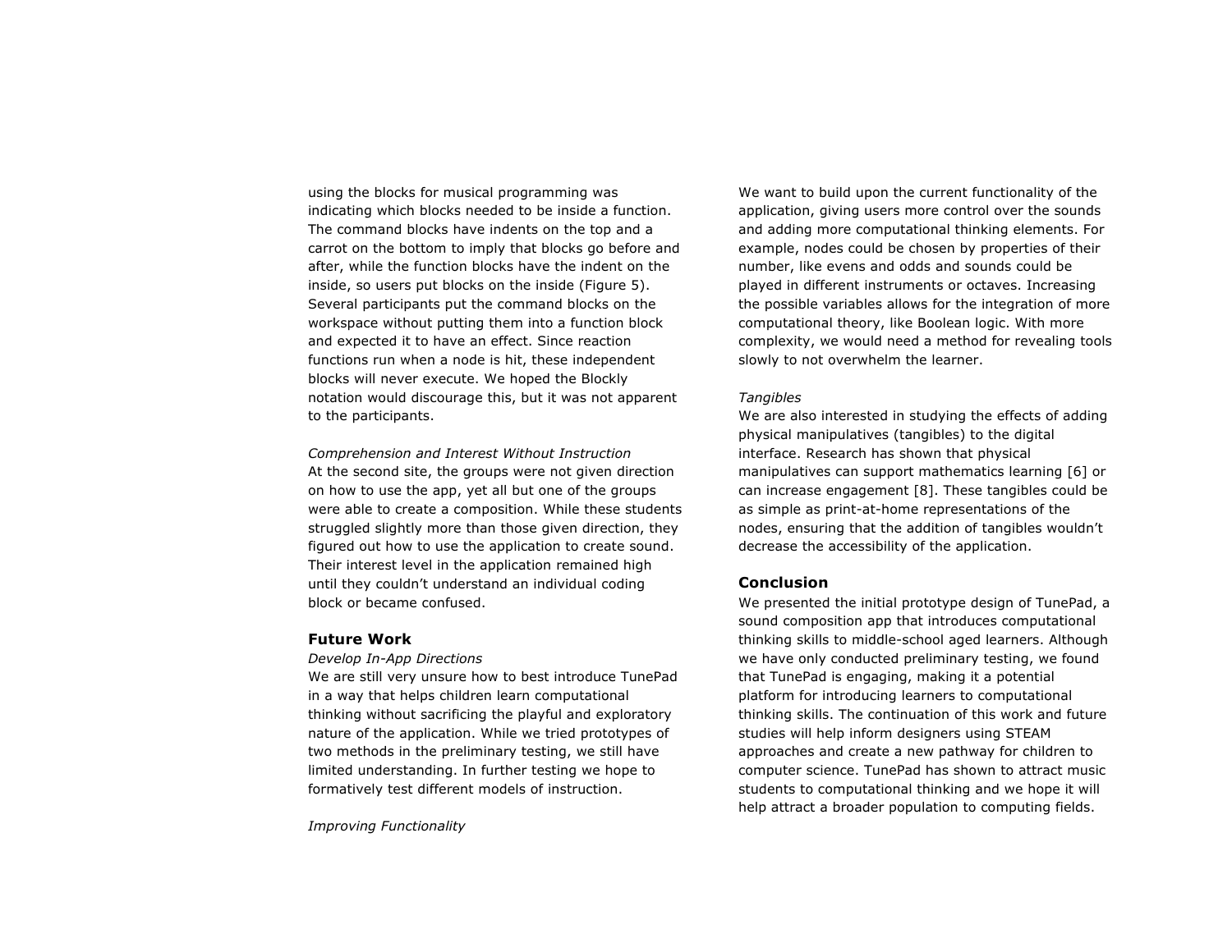using the blocks for musical programming was indicating which blocks needed to be inside a function. The command blocks have indents on the top and a carrot on the bottom to imply that blocks go before and after, while the function blocks have the indent on the inside, so users put blocks on the inside (Figure 5). Several participants put the command blocks on the workspace without putting them into a function block and expected it to have an effect. Since reaction functions run when a node is hit, these independent blocks will never execute. We hoped the Blockly notation would discourage this, but it was not apparent to the participants.

*Comprehension and Interest Without Instruction*

At the second site, the groups were not given direction on how to use the app, yet all but one of the groups were able to create a composition. While these students struggled slightly more than those given direction, they figured out how to use the application to create sound. Their interest level in the application remained high until they couldn't understand an individual coding block or became confused.

## Future Work

*Develop In-App Directions*

We are still very unsure how to best introduce TunePad in a way that helps children learn computational thinking without sacrificing the playful and exploratory nature of the application. While we tried prototypes of two methods in the preliminary testing, we still have limited understanding. In further testing we hope to formatively test different models of instruction.

*Improving Functionality*

We want to build upon the current functionality of the application, giving users more control over the sounds and adding more computational thinking elements. For example, nodes could be chosen by properties of their number, like evens and odds and sounds could be played in different instruments or octaves. Increasing the possible variables allows for the integration of more computational theory, like Boolean logic. With more complexity, we would need a method for revealing tools slowly to not overwhelm the learner.

*Tangibles*

We are also interested in studying the effects of adding physical manipulatives (tangibles) to the digital interface. Research has shown that physical manipulatives can support mathematics learning [6] or can increase engagement [8]. These tangibles could be as simple as print-at-home representations of the nodes, ensuring that the addition of tangibles wouldn't decrease the accessibility of the application.

## Conclusion

We presented the initial prototype design of TunePad, a sound composition app that introduces computational thinking skills to middle-school aged learners. Although we have only conducted preliminary testing, we found that TunePad is engaging, making it a potential platform for introducing learners to computational thinking skills. The continuation of this work and future studies will help inform designers using STEAM approaches and create a new pathway for children to computer science. TunePad has shown to attract music students to computational thinking and we hope it will help attract a broader population to computing fields.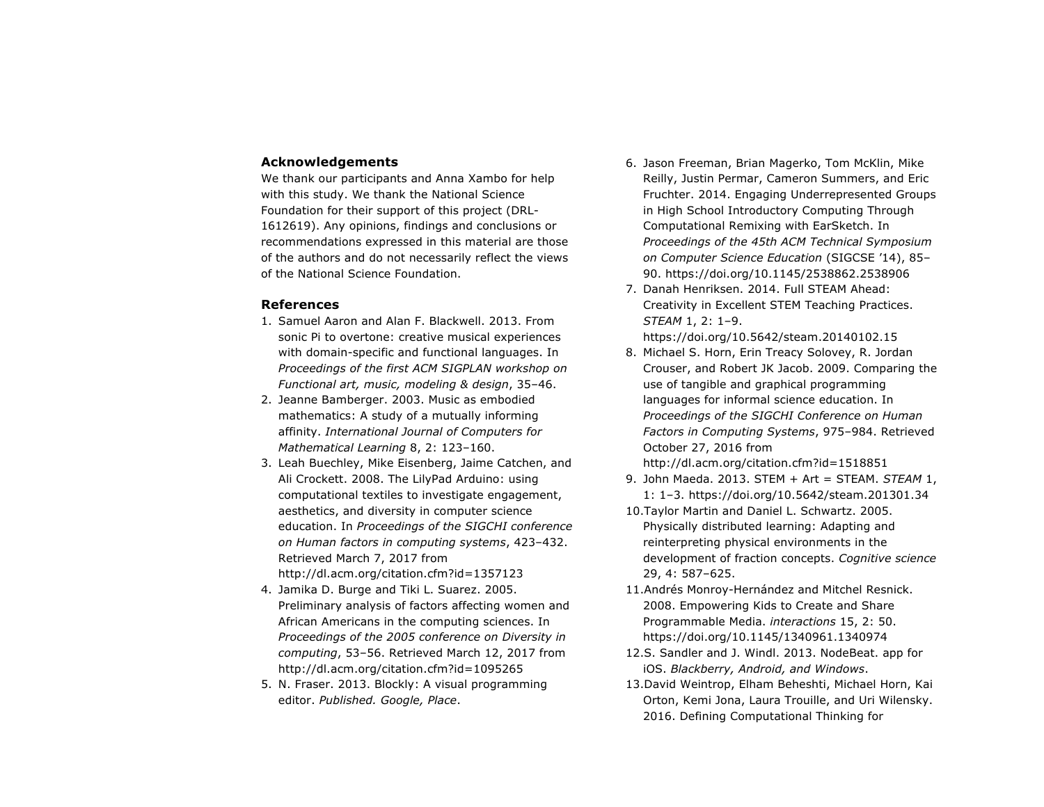## Acknowledgements

We thank our participants and Anna Xambo for help with this study. We thank the National Science Foundation for their support of this project (DRL-1612619). Any opinions, findings and conclusions or recommendations expressed in this material are those of the authors and do not necessarily reflect the views of the National Science Foundation.

## References

1. Samuel Aaron and Alan F. Blackwell. 2013. From sonic Pi to overtone: creative musical experiences with domain-specific and functional languages. In *Proceedings of the first ACM SIGPLAN workshop on Functional art, music, modeling & design*, 35–46.
2. Jeanne Bamberger. 2003. Music as embodied mathematics: A study of a mutually informing affinity. *International Journal of Computers for Mathematical Learning* 8, 2: 123–160.
3. Leah Buechley, Mike Eisenberg, Jaime Catchen, and Ali Crockett. 2008. The LilyPad Arduino: using computational textiles to investigate engagement, aesthetics, and diversity in computer science education. In *Proceedings of the SIGCHI conference on Human factors in computing systems*, 423–432. Retrieved March 7, 2017 from http://dl.acm.org/citation.cfm?id=1357123
4. Jamika D. Burge and Tiki L. Suarez. 2005. Preliminary analysis of factors affecting women and African Americans in the computing sciences. In *Proceedings of the 2005 conference on Diversity in computing*, 53–56. Retrieved March 12, 2017 from http://dl.acm.org/citation.cfm?id=1095265
5. N. Fraser. 2013. Blockly: A visual programming editor. *Published. Google, Place*.
6. Jason Freeman, Brian Magerko, Tom McKlin, Mike Reilly, Justin Permar, Cameron Summers, and Eric Fruchter. 2014. Engaging Underrepresented Groups in High School Introductory Computing Through Computational Remixing with EarSketch. In *Proceedings of the 45th ACM Technical Symposium on Computer Science Education* (SIGCSE '14), 85–90. https://doi.org/10.1145/2538862.2538906
7. Danah Henriksen. 2014. Full STEAM Ahead: Creativity in Excellent STEM Teaching Practices. *STEAM* 1, 2: 1–9. https://doi.org/10.5642/steam.20140102.15
8. Michael S. Horn, Erin Treacy Solovey, R. Jordan Crouser, and Robert JK Jacob. 2009. Comparing the use of tangible and graphical programming languages for informal science education. In *Proceedings of the SIGCHI Conference on Human Factors in Computing Systems*, 975–984. Retrieved October 27, 2016 from http://dl.acm.org/citation.cfm?id=1518851
9. John Maeda. 2013. STEM + Art = STEAM. *STEAM* 1, 1: 1–3. https://doi.org/10.5642/steam.201301.34
10. Taylor Martin and Daniel L. Schwartz. 2005. Physically distributed learning: Adapting and reinterpreting physical environments in the development of fraction concepts. *Cognitive science* 29, 4: 587–625.
11. Andrés Monroy-Hernández and Mitchel Resnick. 2008. Empowering Kids to Create and Share Programmable Media. *interactions* 15, 2: 50. https://doi.org/10.1145/1340961.1340974
12. S. Sandler and J. Windl. 2013. NodeBeat. app for iOS. *Blackberry, Android, and Windows*.
13. David Weintrop, Elham Beheshti, Michael Horn, Kai Orton, Kemi Jona, Laura Trouille, and Uri Wilensky. 2016. Defining Computational Thinking for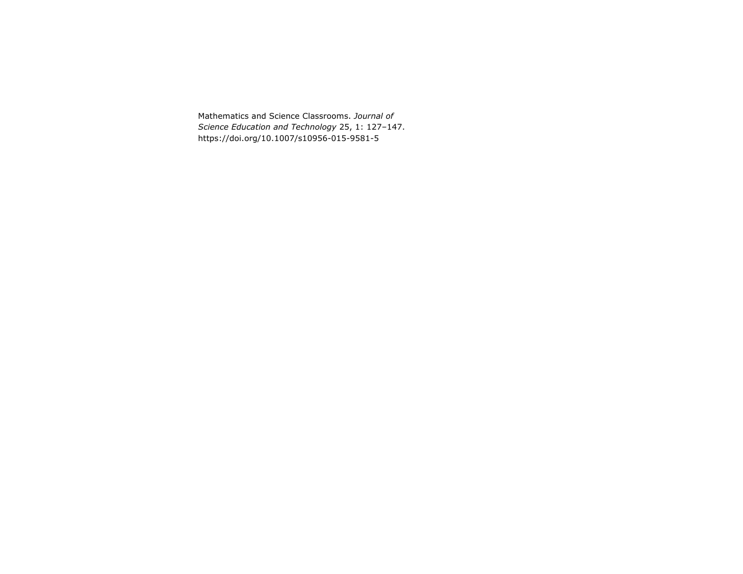Mathematics and Science Classrooms. *Journal of Science Education and Technology* 25, 1: 127–147. https://doi.org/10.1007/s10956-015-9581-5